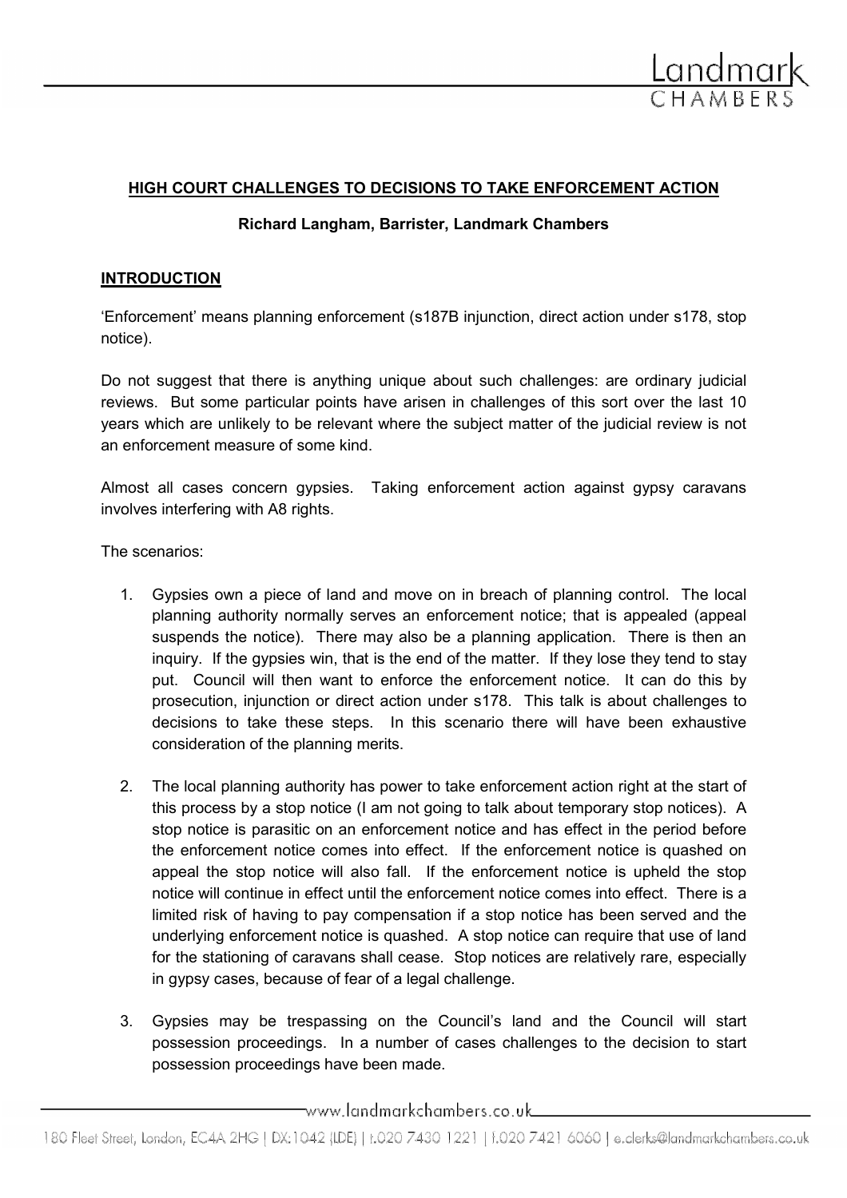## HIGH COURT CHALLENGES TO DECISIONS TO TAKE ENFORCEMENT ACTION

**Richard Langham, Barrister, Landmark Chambers**

## INTRODUCTION

'Enforcement' means planning enforcement (s187B injunction, direct action under s178, stop notice).

Do not suggest that there is anything unique about such challenges: are ordinary judicial reviews. But some particular points have arisen in challenges of this sort over the last 10 years which are unlikely to be relevant where the subject matter of the judicial review is not an enforcement measure of some kind.

Almost all cases concern gypsies. Taking enforcement action against gypsy caravans involves interfering with A8 rights.

The scenarios:

1. Gypsies own a piece of land and move on in breach of planning control. The local planning authority normally serves an enforcement notice; that is appealed (appeal suspends the notice). There may also be a planning application. There is then an inquiry. If the gypsies win, that is the end of the matter. If they lose they tend to stay put. Council will then want to enforce the enforcement notice. It can do this by prosecution, injunction or direct action under s178. This talk is about challenges to decisions to take these steps. In this scenario there will have been exhaustive consideration of the planning merits.

2. The local planning authority has power to take enforcement action right at the start of this process by a stop notice (I am not going to talk about temporary stop notices). A stop notice is parasitic on an enforcement notice and has effect in the period before the enforcement notice comes into effect. If the enforcement notice is quashed on appeal the stop notice will also fall. If the enforcement notice is upheld the stop notice will continue in effect until the enforcement notice comes into effect. There is a limited risk of having to pay compensation if a stop notice has been served and the underlying enforcement notice is quashed. A stop notice can require that use of land for the stationing of caravans shall cease. Stop notices are relatively rare, especially in gypsy cases, because of fear of a legal challenge.

3. Gypsies may be trespassing on the Council's land and the Council will start possession proceedings. In a number of cases challenges to the decision to start possession proceedings have been made.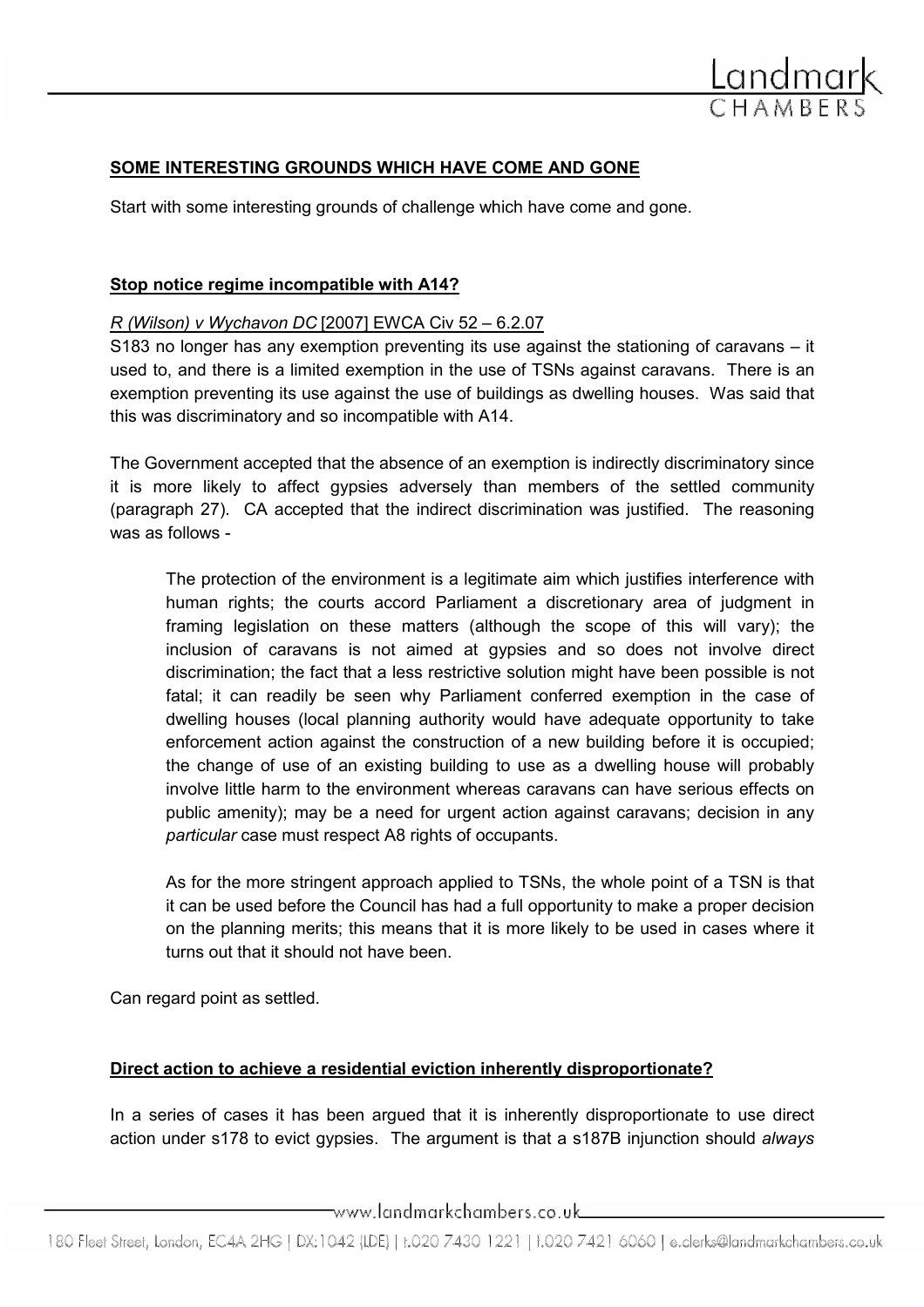## SOME INTERESTING GROUNDS WHICH HAVE COME AND GONE

Start with some interesting grounds of challenge which have come and gone.

### Stop notice regime incompatible with A14?

*R (Wilson) v Wychavon DC* [2007] EWCA Civ 52 – 6.2.07

S183 no longer has any exemption preventing its use against the stationing of caravans – it used to, and there is a limited exemption in the use of TSNs against caravans. There is an exemption preventing its use against the use of buildings as dwelling houses. Was said that this was discriminatory and so incompatible with A14.

The Government accepted that the absence of an exemption is indirectly discriminatory since it is more likely to affect gypsies adversely than members of the settled community (paragraph 27). CA accepted that the indirect discrimination was justified. The reasoning was as follows -

> The protection of the environment is a legitimate aim which justifies interference with human rights; the courts accord Parliament a discretionary area of judgment in framing legislation on these matters (although the scope of this will vary); the inclusion of caravans is not aimed at gypsies and so does not involve direct discrimination; the fact that a less restrictive solution might have been possible is not fatal; it can readily be seen why Parliament conferred exemption in the case of dwelling houses (local planning authority would have adequate opportunity to take enforcement action against the construction of a new building before it is occupied; the change of use of an existing building to use as a dwelling house will probably involve little harm to the environment whereas caravans can have serious effects on public amenity); may be a need for urgent action against caravans; decision in any *particular* case must respect A8 rights of occupants.
>
> As for the more stringent approach applied to TSNs, the whole point of a TSN is that it can be used before the Council has had a full opportunity to make a proper decision on the planning merits; this means that it is more likely to be used in cases where it turns out that it should not have been.

Can regard point as settled.

### Direct action to achieve a residential eviction inherently disproportionate?

In a series of cases it has been argued that it is inherently disproportionate to use direct action under s178 to evict gypsies. The argument is that a s187B injunction should *always*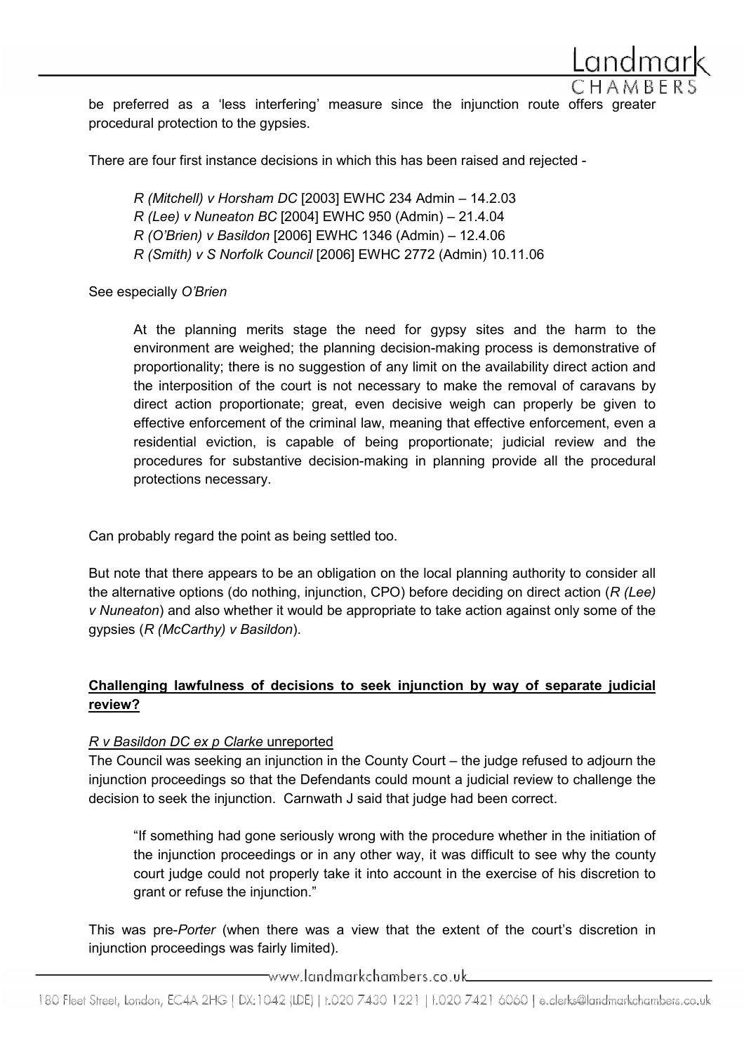be preferred as a 'less interfering' measure since the injunction route offers greater procedural protection to the gypsies.

There are four first instance decisions in which this has been raised and rejected -

> *R (Mitchell) v Horsham DC* [2003] EWHC 234 Admin – 14.2.03
> *R (Lee) v Nuneaton BC* [2004] EWHC 950 (Admin) – 21.4.04
> *R (O'Brien) v Basildon* [2006] EWHC 1346 (Admin) – 12.4.06
> *R (Smith) v S Norfolk Council* [2006] EWHC 2772 (Admin) 10.11.06

See especially *O'Brien*

> At the planning merits stage the need for gypsy sites and the harm to the environment are weighed; the planning decision-making process is demonstrative of proportionality; there is no suggestion of any limit on the availability direct action and the interposition of the court is not necessary to make the removal of caravans by direct action proportionate; great, even decisive weigh can properly be given to effective enforcement of the criminal law, meaning that effective enforcement, even a residential eviction, is capable of being proportionate; judicial review and the procedures for substantive decision-making in planning provide all the procedural protections necessary.

Can probably regard the point as being settled too.

But note that there appears to be an obligation on the local planning authority to consider all the alternative options (do nothing, injunction, CPO) before deciding on direct action (*R (Lee) v Nuneaton*) and also whether it would be appropriate to take action against only some of the gypsies (*R (McCarthy) v Basildon*).

## Challenging lawfulness of decisions to seek injunction by way of separate judicial review?

*R v Basildon DC ex p Clarke* unreported

The Council was seeking an injunction in the County Court – the judge refused to adjourn the injunction proceedings so that the Defendants could mount a judicial review to challenge the decision to seek the injunction. Carnwath J said that judge had been correct.

> "If something had gone seriously wrong with the procedure whether in the initiation of the injunction proceedings or in any other way, it was difficult to see why the county court judge could not properly take it into account in the exercise of his discretion to grant or refuse the injunction."

This was pre-*Porter* (when there was a view that the extent of the court's discretion in injunction proceedings was fairly limited).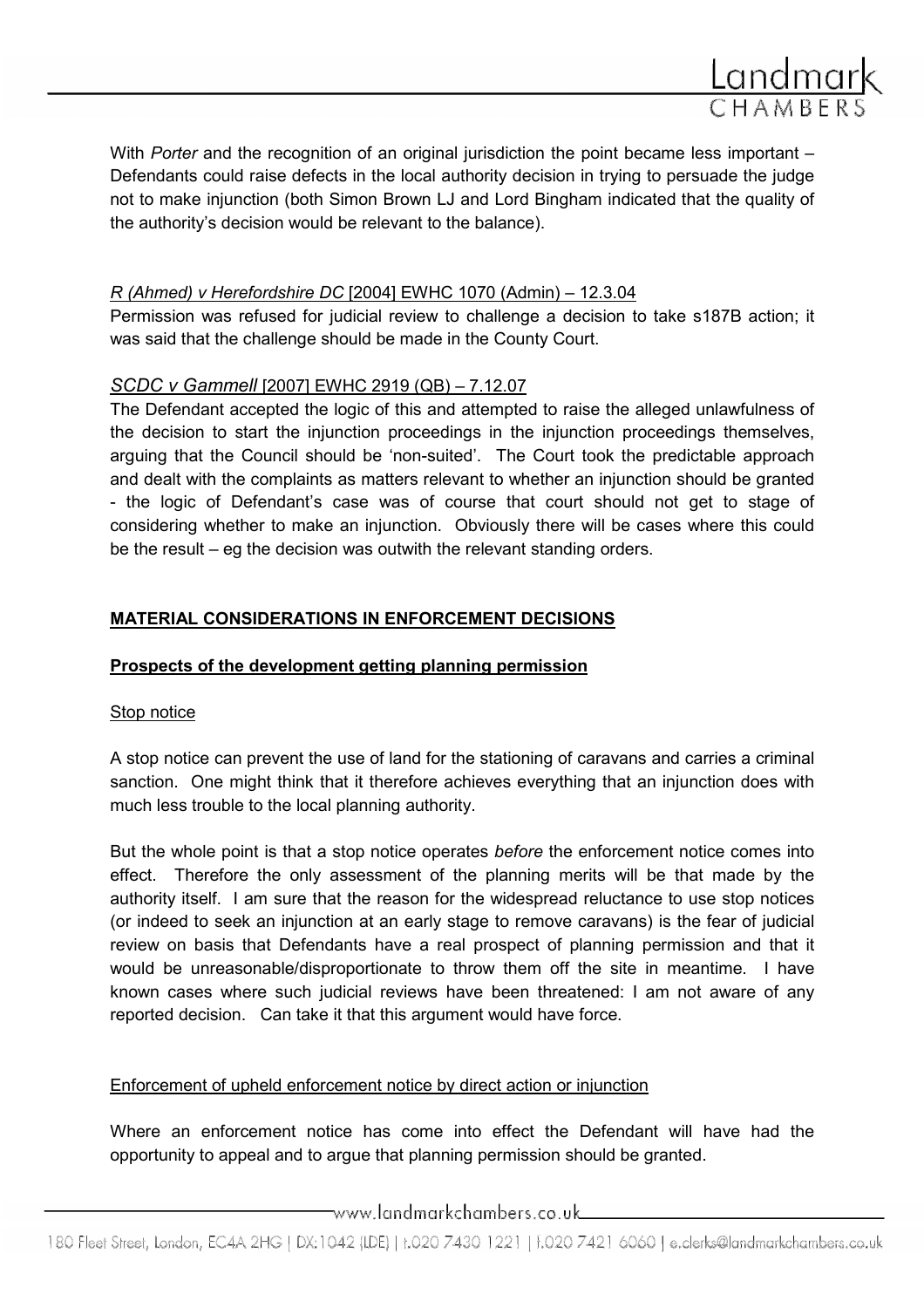With *Porter* and the recognition of an original jurisdiction the point became less important – Defendants could raise defects in the local authority decision in trying to persuade the judge not to make injunction (both Simon Brown LJ and Lord Bingham indicated that the quality of the authority's decision would be relevant to the balance).

*R (Ahmed) v Herefordshire DC* [2004] EWHC 1070 (Admin) – 12.3.04

Permission was refused for judicial review to challenge a decision to take s187B action; it was said that the challenge should be made in the County Court.

*SCDC v Gammell* [2007] EWHC 2919 (QB) – 7.12.07

The Defendant accepted the logic of this and attempted to raise the alleged unlawfulness of the decision to start the injunction proceedings in the injunction proceedings themselves, arguing that the Council should be 'non-suited'. The Court took the predictable approach and dealt with the complaints as matters relevant to whether an injunction should be granted - the logic of Defendant's case was of course that court should not get to stage of considering whether to make an injunction. Obviously there will be cases where this could be the result – eg the decision was outwith the relevant standing orders.

## MATERIAL CONSIDERATIONS IN ENFORCEMENT DECISIONS

### Prospects of the development getting planning permission

Stop notice

A stop notice can prevent the use of land for the stationing of caravans and carries a criminal sanction. One might think that it therefore achieves everything that an injunction does with much less trouble to the local planning authority.

But the whole point is that a stop notice operates *before* the enforcement notice comes into effect. Therefore the only assessment of the planning merits will be that made by the authority itself. I am sure that the reason for the widespread reluctance to use stop notices (or indeed to seek an injunction at an early stage to remove caravans) is the fear of judicial review on basis that Defendants have a real prospect of planning permission and that it would be unreasonable/disproportionate to throw them off the site in meantime. I have known cases where such judicial reviews have been threatened: I am not aware of any reported decision. Can take it that this argument would have force.

Enforcement of upheld enforcement notice by direct action or injunction

Where an enforcement notice has come into effect the Defendant will have had the opportunity to appeal and to argue that planning permission should be granted.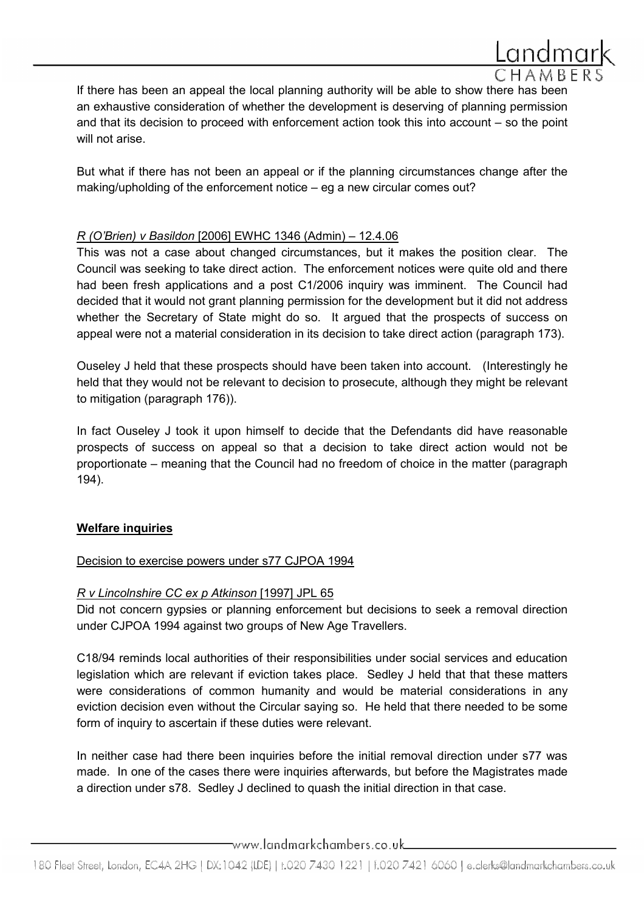If there has been an appeal the local planning authority will be able to show there has been an exhaustive consideration of whether the development is deserving of planning permission and that its decision to proceed with enforcement action took this into account – so the point will not arise.

But what if there has not been an appeal or if the planning circumstances change after the making/upholding of the enforcement notice – eg a new circular comes out?

*R (O'Brien) v Basildon* [2006] EWHC 1346 (Admin) – 12.4.06

This was not a case about changed circumstances, but it makes the position clear. The Council was seeking to take direct action. The enforcement notices were quite old and there had been fresh applications and a post C1/2006 inquiry was imminent. The Council had decided that it would not grant planning permission for the development but it did not address whether the Secretary of State might do so. It argued that the prospects of success on appeal were not a material consideration in its decision to take direct action (paragraph 173).

Ouseley J held that these prospects should have been taken into account. (Interestingly he held that they would not be relevant to decision to prosecute, although they might be relevant to mitigation (paragraph 176)).

In fact Ouseley J took it upon himself to decide that the Defendants did have reasonable prospects of success on appeal so that a decision to take direct action would not be proportionate – meaning that the Council had no freedom of choice in the matter (paragraph 194).

**Welfare inquiries**

Decision to exercise powers under s77 CJPOA 1994

*R v Lincolnshire CC ex p Atkinson* [1997] JPL 65

Did not concern gypsies or planning enforcement but decisions to seek a removal direction under CJPOA 1994 against two groups of New Age Travellers.

C18/94 reminds local authorities of their responsibilities under social services and education legislation which are relevant if eviction takes place. Sedley J held that that these matters were considerations of common humanity and would be material considerations in any eviction decision even without the Circular saying so. He held that there needed to be some form of inquiry to ascertain if these duties were relevant.

In neither case had there been inquiries before the initial removal direction under s77 was made. In one of the cases there were inquiries afterwards, but before the Magistrates made a direction under s78. Sedley J declined to quash the initial direction in that case.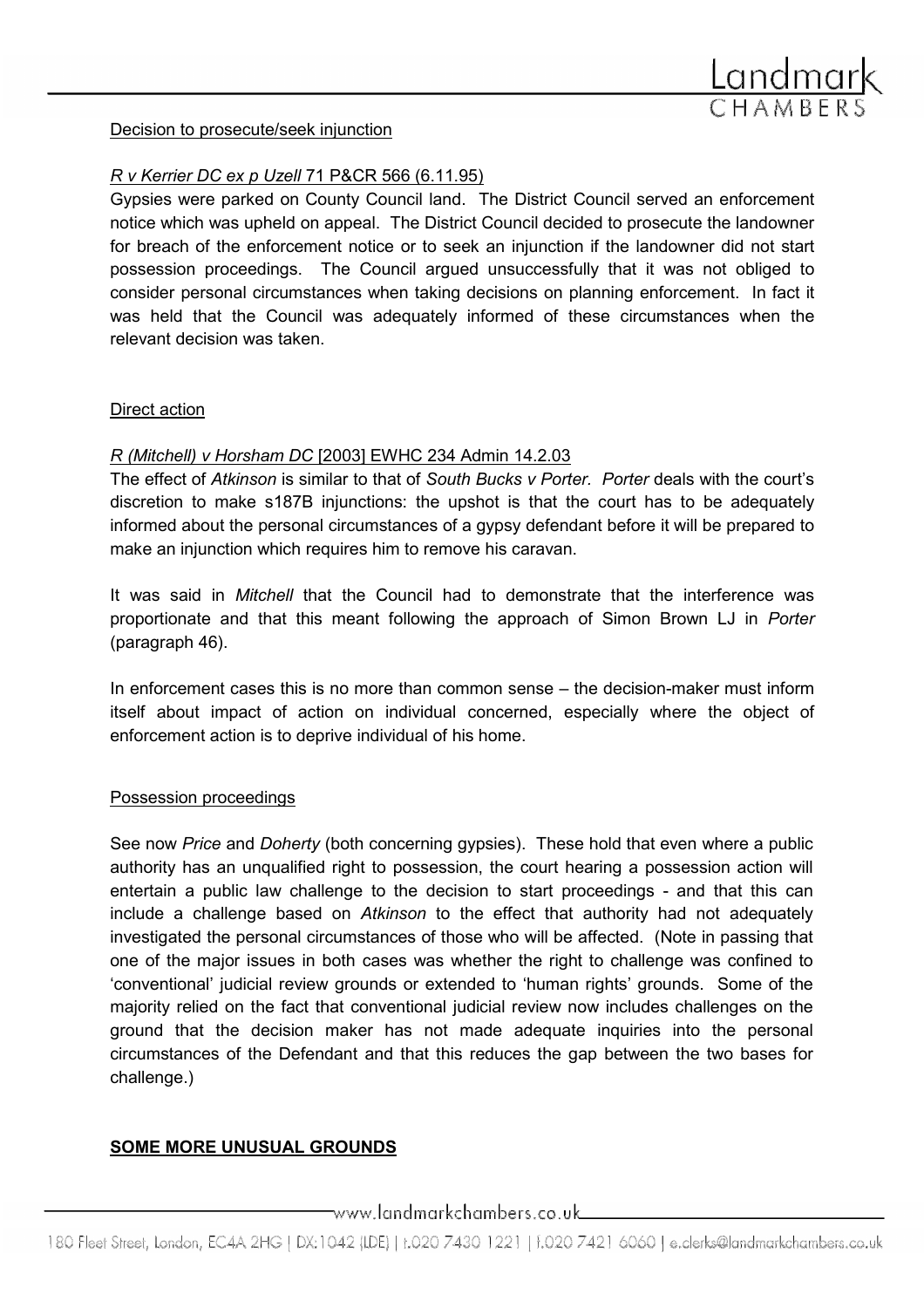Decision to prosecute/seek injunction

*R v Kerrier DC ex p Uzell* 71 P&CR 566 (6.11.95)

Gypsies were parked on County Council land. The District Council served an enforcement notice which was upheld on appeal. The District Council decided to prosecute the landowner for breach of the enforcement notice or to seek an injunction if the landowner did not start possession proceedings. The Council argued unsuccessfully that it was not obliged to consider personal circumstances when taking decisions on planning enforcement. In fact it was held that the Council was adequately informed of these circumstances when the relevant decision was taken.

Direct action

*R (Mitchell) v Horsham DC* [2003] EWHC 234 Admin 14.2.03

The effect of *Atkinson* is similar to that of *South Bucks v Porter. Porter* deals with the court's discretion to make s187B injunctions: the upshot is that the court has to be adequately informed about the personal circumstances of a gypsy defendant before it will be prepared to make an injunction which requires him to remove his caravan.

It was said in *Mitchell* that the Council had to demonstrate that the interference was proportionate and that this meant following the approach of Simon Brown LJ in *Porter* (paragraph 46).

In enforcement cases this is no more than common sense – the decision-maker must inform itself about impact of action on individual concerned, especially where the object of enforcement action is to deprive individual of his home.

Possession proceedings

See now *Price* and *Doherty* (both concerning gypsies). These hold that even where a public authority has an unqualified right to possession, the court hearing a possession action will entertain a public law challenge to the decision to start proceedings - and that this can include a challenge based on *Atkinson* to the effect that authority had not adequately investigated the personal circumstances of those who will be affected. (Note in passing that one of the major issues in both cases was whether the right to challenge was confined to 'conventional' judicial review grounds or extended to 'human rights' grounds. Some of the majority relied on the fact that conventional judicial review now includes challenges on the ground that the decision maker has not made adequate inquiries into the personal circumstances of the Defendant and that this reduces the gap between the two bases for challenge.)

**SOME MORE UNUSUAL GROUNDS**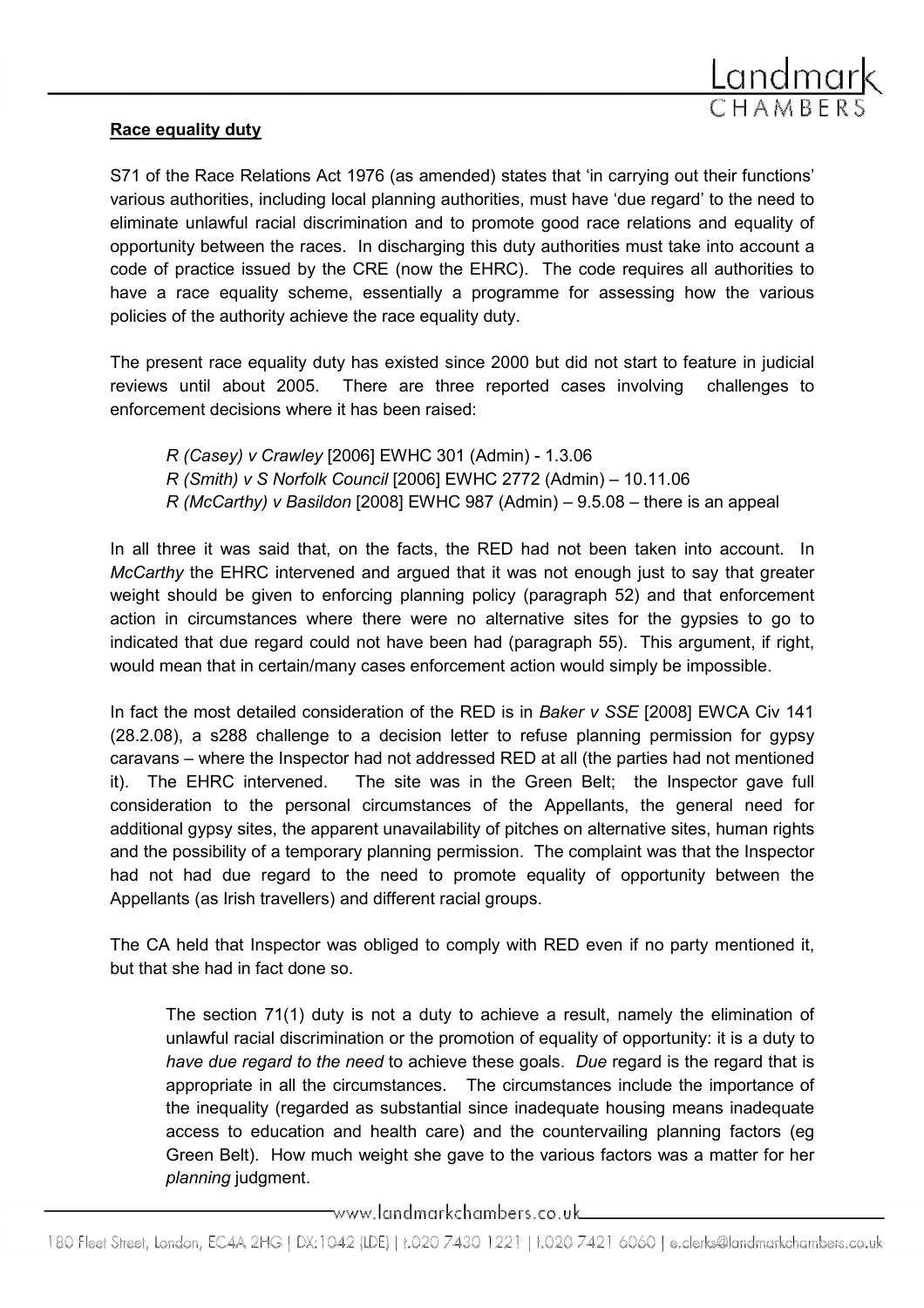**Race equality duty**

S71 of the Race Relations Act 1976 (as amended) states that 'in carrying out their functions' various authorities, including local planning authorities, must have 'due regard' to the need to eliminate unlawful racial discrimination and to promote good race relations and equality of opportunity between the races. In discharging this duty authorities must take into account a code of practice issued by the CRE (now the EHRC). The code requires all authorities to have a race equality scheme, essentially a programme for assessing how the various policies of the authority achieve the race equality duty.

The present race equality duty has existed since 2000 but did not start to feature in judicial reviews until about 2005. There are three reported cases involving challenges to enforcement decisions where it has been raised:

> *R (Casey) v Crawley* [2006] EWHC 301 (Admin) - 1.3.06
> *R (Smith) v S Norfolk Council* [2006] EWHC 2772 (Admin) – 10.11.06
> *R (McCarthy) v Basildon* [2008] EWHC 987 (Admin) – 9.5.08 – there is an appeal

In all three it was said that, on the facts, the RED had not been taken into account. In *McCarthy* the EHRC intervened and argued that it was not enough just to say that greater weight should be given to enforcing planning policy (paragraph 52) and that enforcement action in circumstances where there were no alternative sites for the gypsies to go to indicated that due regard could not have been had (paragraph 55). This argument, if right, would mean that in certain/many cases enforcement action would simply be impossible.

In fact the most detailed consideration of the RED is in *Baker v SSE* [2008] EWCA Civ 141 (28.2.08), a s288 challenge to a decision letter to refuse planning permission for gypsy caravans – where the Inspector had not addressed RED at all (the parties had not mentioned it). The EHRC intervened. The site was in the Green Belt; the Inspector gave full consideration to the personal circumstances of the Appellants, the general need for additional gypsy sites, the apparent unavailability of pitches on alternative sites, human rights and the possibility of a temporary planning permission. The complaint was that the Inspector had not had due regard to the need to promote equality of opportunity between the Appellants (as Irish travellers) and different racial groups.

The CA held that Inspector was obliged to comply with RED even if no party mentioned it, but that she had in fact done so.

> The section 71(1) duty is not a duty to achieve a result, namely the elimination of unlawful racial discrimination or the promotion of equality of opportunity: it is a duty to *have due regard to the need* to achieve these goals. *Due* regard is the regard that is appropriate in all the circumstances. The circumstances include the importance of the inequality (regarded as substantial since inadequate housing means inadequate access to education and health care) and the countervailing planning factors (eg Green Belt). How much weight she gave to the various factors was a matter for her *planning* judgment.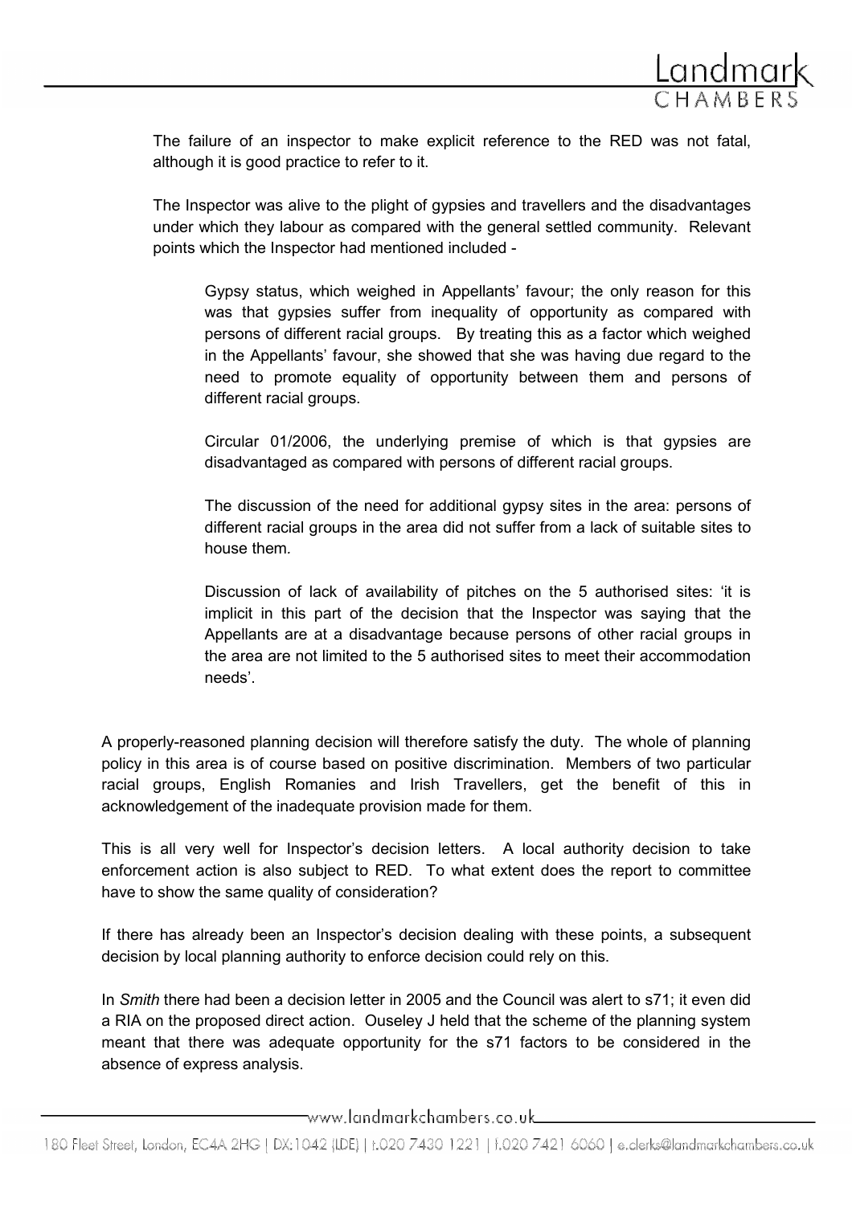The failure of an inspector to make explicit reference to the RED was not fatal, although it is good practice to refer to it.

The Inspector was alive to the plight of gypsies and travellers and the disadvantages under which they labour as compared with the general settled community. Relevant points which the Inspector had mentioned included -

> Gypsy status, which weighed in Appellants' favour; the only reason for this was that gypsies suffer from inequality of opportunity as compared with persons of different racial groups. By treating this as a factor which weighed in the Appellants' favour, she showed that she was having due regard to the need to promote equality of opportunity between them and persons of different racial groups.
>
> Circular 01/2006, the underlying premise of which is that gypsies are disadvantaged as compared with persons of different racial groups.
>
> The discussion of the need for additional gypsy sites in the area: persons of different racial groups in the area did not suffer from a lack of suitable sites to house them.
>
> Discussion of lack of availability of pitches on the 5 authorised sites: 'it is implicit in this part of the decision that the Inspector was saying that the Appellants are at a disadvantage because persons of other racial groups in the area are not limited to the 5 authorised sites to meet their accommodation needs'.

A properly-reasoned planning decision will therefore satisfy the duty. The whole of planning policy in this area is of course based on positive discrimination. Members of two particular racial groups, English Romanies and Irish Travellers, get the benefit of this in acknowledgement of the inadequate provision made for them.

This is all very well for Inspector's decision letters. A local authority decision to take enforcement action is also subject to RED. To what extent does the report to committee have to show the same quality of consideration?

If there has already been an Inspector's decision dealing with these points, a subsequent decision by local planning authority to enforce decision could rely on this.

In *Smith* there had been a decision letter in 2005 and the Council was alert to s71; it even did a RIA on the proposed direct action. Ouseley J held that the scheme of the planning system meant that there was adequate opportunity for the s71 factors to be considered in the absence of express analysis.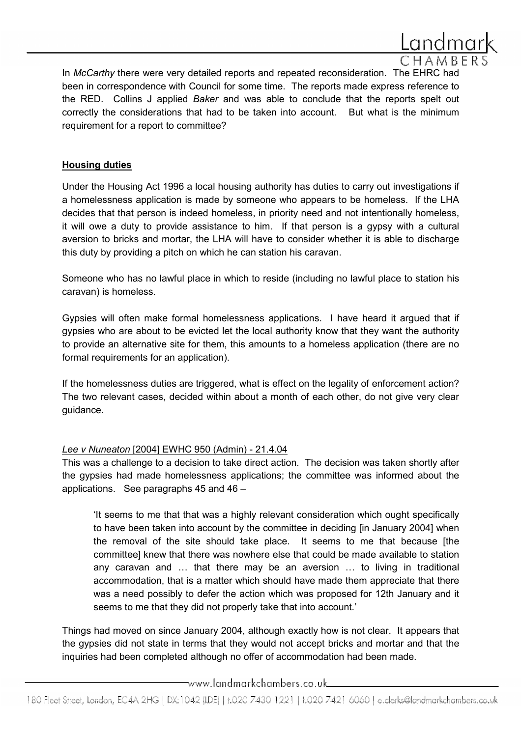In *McCarthy* there were very detailed reports and repeated reconsideration. The EHRC had been in correspondence with Council for some time. The reports made express reference to the RED. Collins J applied *Baker* and was able to conclude that the reports spelt out correctly the considerations that had to be taken into account. But what is the minimum requirement for a report to committee?

**Housing duties**

Under the Housing Act 1996 a local housing authority has duties to carry out investigations if a homelessness application is made by someone who appears to be homeless. If the LHA decides that that person is indeed homeless, in priority need and not intentionally homeless, it will owe a duty to provide assistance to him. If that person is a gypsy with a cultural aversion to bricks and mortar, the LHA will have to consider whether it is able to discharge this duty by providing a pitch on which he can station his caravan.

Someone who has no lawful place in which to reside (including no lawful place to station his caravan) is homeless.

Gypsies will often make formal homelessness applications. I have heard it argued that if gypsies who are about to be evicted let the local authority know that they want the authority to provide an alternative site for them, this amounts to a homeless application (there are no formal requirements for an application).

If the homelessness duties are triggered, what is effect on the legality of enforcement action? The two relevant cases, decided within about a month of each other, do not give very clear guidance.

*Lee v Nuneaton* [2004] EWHC 950 (Admin) - 21.4.04

This was a challenge to a decision to take direct action. The decision was taken shortly after the gypsies had made homelessness applications; the committee was informed about the applications. See paragraphs 45 and 46 –

> 'It seems to me that that was a highly relevant consideration which ought specifically to have been taken into account by the committee in deciding [in January 2004] when the removal of the site should take place. It seems to me that because [the committee] knew that there was nowhere else that could be made available to station any caravan and … that there may be an aversion … to living in traditional accommodation, that is a matter which should have made them appreciate that there was a need possibly to defer the action which was proposed for 12th January and it seems to me that they did not properly take that into account.'

Things had moved on since January 2004, although exactly how is not clear. It appears that the gypsies did not state in terms that they would not accept bricks and mortar and that the inquiries had been completed although no offer of accommodation had been made.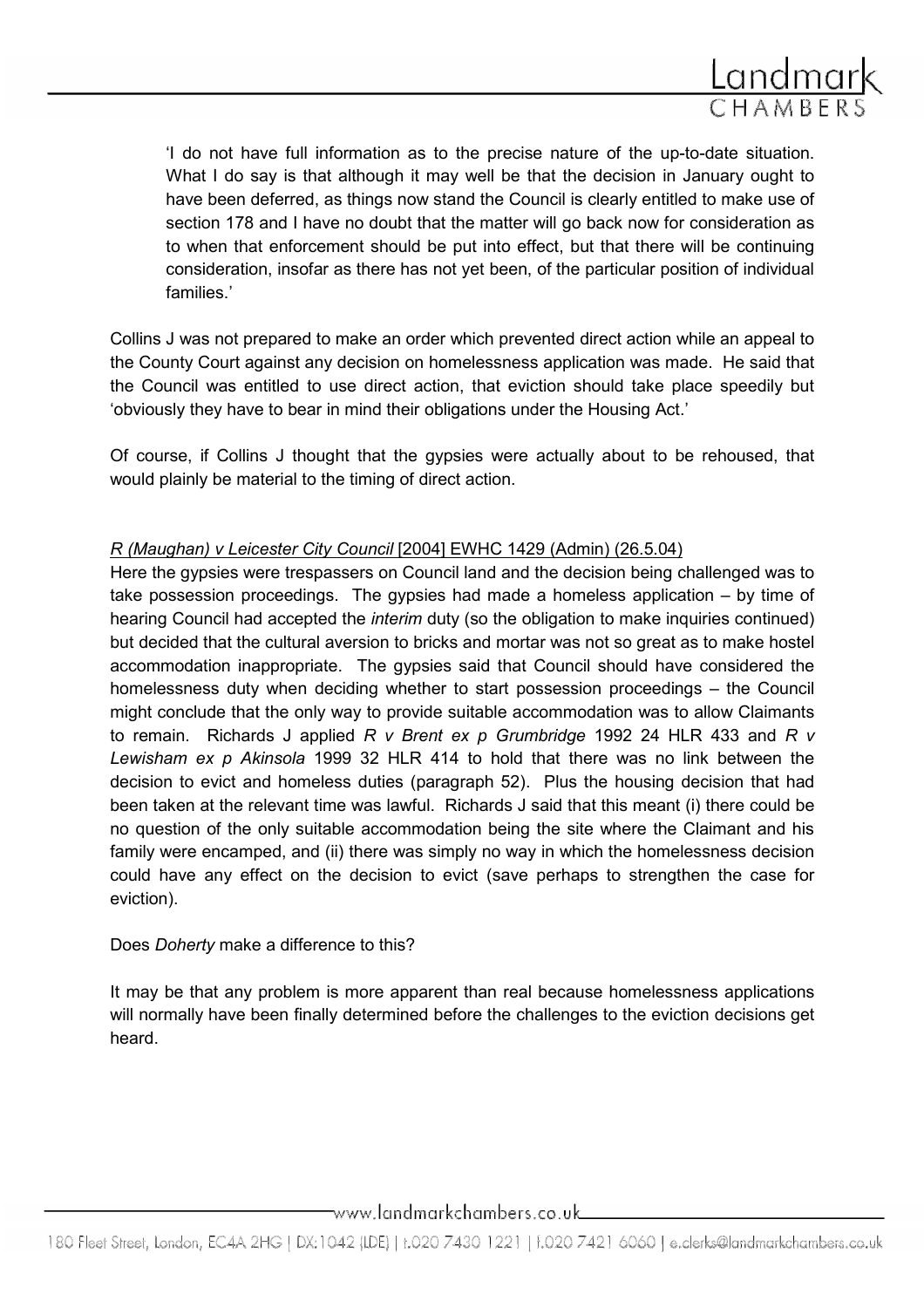> 'I do not have full information as to the precise nature of the up-to-date situation. What I do say is that although it may well be that the decision in January ought to have been deferred, as things now stand the Council is clearly entitled to make use of section 178 and I have no doubt that the matter will go back now for consideration as to when that enforcement should be put into effect, but that there will be continuing consideration, insofar as there has not yet been, of the particular position of individual families.'

Collins J was not prepared to make an order which prevented direct action while an appeal to the County Court against any decision on homelessness application was made. He said that the Council was entitled to use direct action, that eviction should take place speedily but 'obviously they have to bear in mind their obligations under the Housing Act.'

Of course, if Collins J thought that the gypsies were actually about to be rehoused, that would plainly be material to the timing of direct action.

*R (Maughan) v Leicester City Council* [2004] EWHC 1429 (Admin) (26.5.04)

Here the gypsies were trespassers on Council land and the decision being challenged was to take possession proceedings. The gypsies had made a homeless application – by time of hearing Council had accepted the *interim* duty (so the obligation to make inquiries continued) but decided that the cultural aversion to bricks and mortar was not so great as to make hostel accommodation inappropriate. The gypsies said that Council should have considered the homelessness duty when deciding whether to start possession proceedings – the Council might conclude that the only way to provide suitable accommodation was to allow Claimants to remain. Richards J applied *R v Brent ex p Grumbridge* 1992 24 HLR 433 and *R v Lewisham ex p Akinsola* 1999 32 HLR 414 to hold that there was no link between the decision to evict and homeless duties (paragraph 52). Plus the housing decision that had been taken at the relevant time was lawful. Richards J said that this meant (i) there could be no question of the only suitable accommodation being the site where the Claimant and his family were encamped, and (ii) there was simply no way in which the homelessness decision could have any effect on the decision to evict (save perhaps to strengthen the case for eviction).

Does *Doherty* make a difference to this?

It may be that any problem is more apparent than real because homelessness applications will normally have been finally determined before the challenges to the eviction decisions get heard.